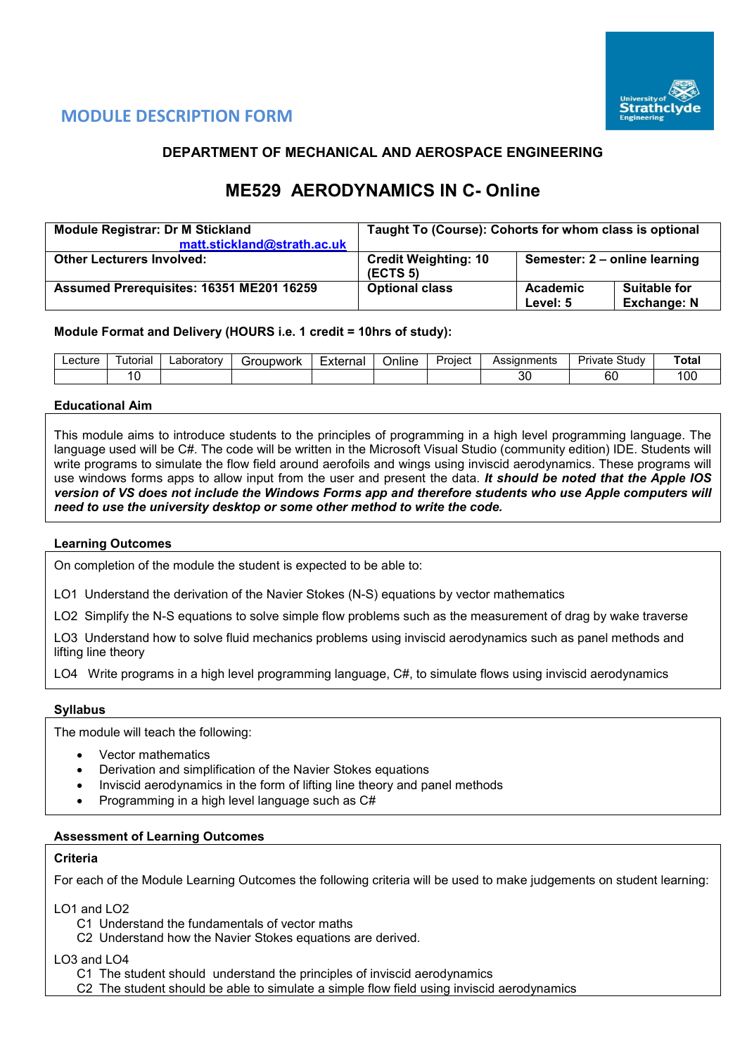## MODULE DESCRIPTION FORM

### DEPARTMENT OF MECHANICAL AND AEROSPACE ENGINEERING

# ME529 AERODYNAMICS IN C- Online

| **Module Registrar: Dr M Stickland** [matt.stickland@strath.ac.uk](mailto:matt.stickland@strath.ac.uk) | **Taught To (Course): Cohorts for whom class is optional** | | |
|---|---|---|---|
| **Other Lecturers Involved:** | **Credit Weighting: 10 (ECTS 5)** | **Semester: 2 – online learning** | |
| **Assumed Prerequisites: 16351 ME201 16259** | **Optional class** | **Academic Level: 5** | **Suitable for Exchange: N** |

**Module Format and Delivery (HOURS i.e. 1 credit = 10hrs of study):**

| Lecture | Tutorial | Laboratory | Groupwork | External | Online | Project | Assignments | Private Study | **Total** |
|---|---|---|---|---|---|---|---|---|---|
| | 10 | | | | | | 30 | 60 | 100 |

**Educational Aim**

This module aims to introduce students to the principles of programming in a high level programming language. The language used will be C#. The code will be written in the Microsoft Visual Studio (community edition) IDE. Students will write programs to simulate the flow field around aerofoils and wings using inviscid aerodynamics. These programs will use windows forms apps to allow input from the user and present the data. ***It should be noted that the Apple IOS version of VS does not include the Windows Forms app and therefore students who use Apple computers will need to use the university desktop or some other method to write the code.***

**Learning Outcomes**

On completion of the module the student is expected to be able to:

LO1 Understand the derivation of the Navier Stokes (N-S) equations by vector mathematics

LO2 Simplify the N-S equations to solve simple flow problems such as the measurement of drag by wake traverse

LO3 Understand how to solve fluid mechanics problems using inviscid aerodynamics such as panel methods and lifting line theory

LO4 Write programs in a high level programming language, C#, to simulate flows using inviscid aerodynamics

**Syllabus**

The module will teach the following:

- Vector mathematics
- Derivation and simplification of the Navier Stokes equations
- Inviscid aerodynamics in the form of lifting line theory and panel methods
- Programming in a high level language such as C#

**Assessment of Learning Outcomes**

**Criteria**

For each of the Module Learning Outcomes the following criteria will be used to make judgements on student learning:

LO1 and LO2
- C1 Understand the fundamentals of vector maths
- C2 Understand how the Navier Stokes equations are derived.

LO3 and LO4
- C1 The student should understand the principles of inviscid aerodynamics
- C2 The student should be able to simulate a simple flow field using inviscid aerodynamics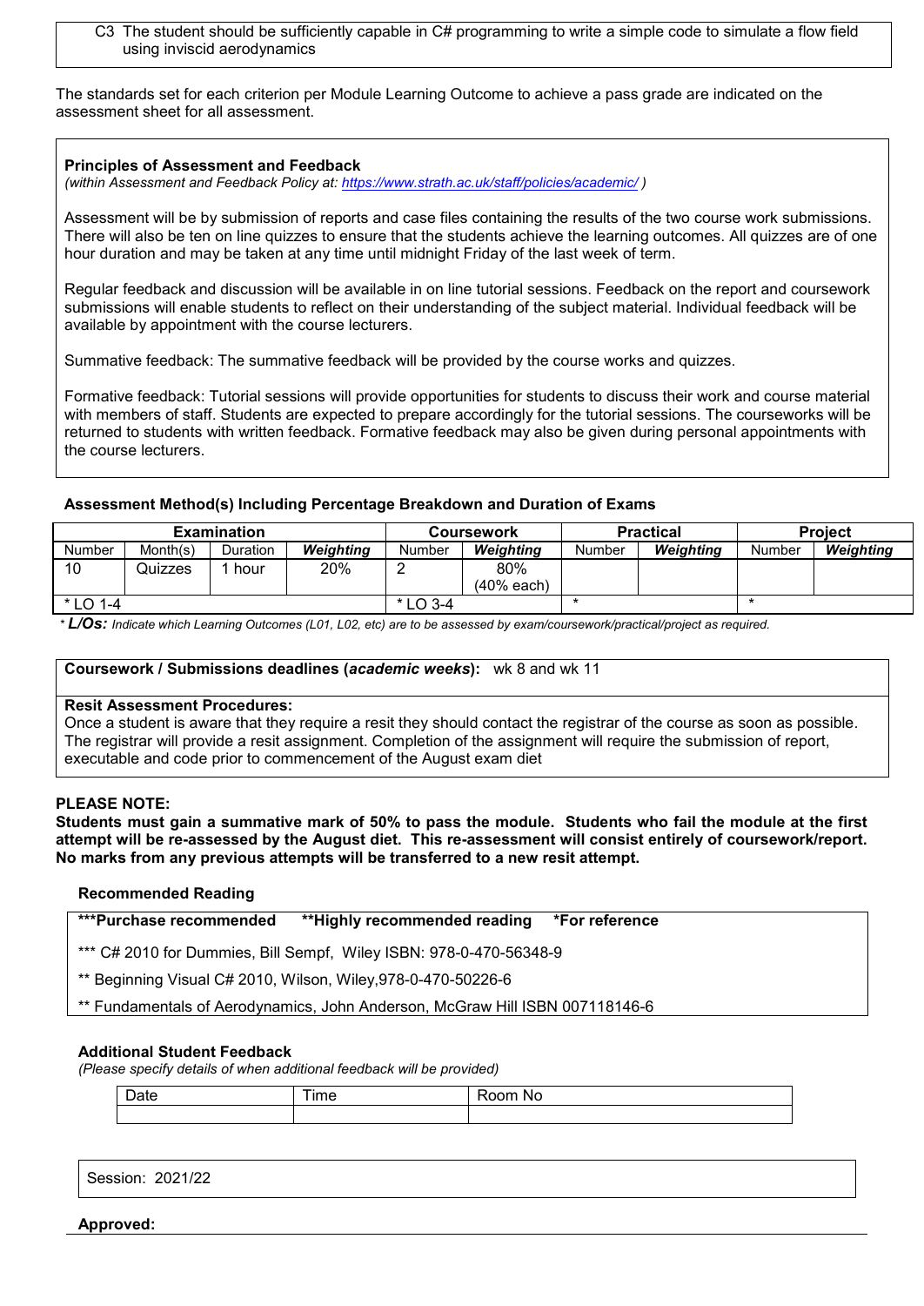C3 The student should be sufficiently capable in C# programming to write a simple code to simulate a flow field using inviscid aerodynamics

The standards set for each criterion per Module Learning Outcome to achieve a pass grade are indicated on the assessment sheet for all assessment.

**Principles of Assessment and Feedback**
*(within Assessment and Feedback Policy at: https://www.strath.ac.uk/staff/policies/academic/ )*

Assessment will be by submission of reports and case files containing the results of the two course work submissions. There will also be ten on line quizzes to ensure that the students achieve the learning outcomes. All quizzes are of one hour duration and may be taken at any time until midnight Friday of the last week of term.

Regular feedback and discussion will be available in on line tutorial sessions. Feedback on the report and coursework submissions will enable students to reflect on their understanding of the subject material. Individual feedback will be available by appointment with the course lecturers.

Summative feedback: The summative feedback will be provided by the course works and quizzes.

Formative feedback: Tutorial sessions will provide opportunities for students to discuss their work and course material with members of staff. Students are expected to prepare accordingly for the tutorial sessions. The courseworks will be returned to students with written feedback. Formative feedback may also be given during personal appointments with the course lecturers.

**Assessment Method(s) Including Percentage Breakdown and Duration of Exams**

| Examination | | | | Coursework | | Practical | | Project | |
|---|---|---|---|---|---|---|---|---|---|
| Number | Month(s) | Duration | ***Weighting*** | Number | ***Weighting*** | Number | ***Weighting*** | Number | ***Weighting*** |
| 10 | Quizzes | 1 hour | 20% | 2 | 80% (40% each) | | | | |
| * LO 1-4 | | | | * LO 3-4 | | * | | * | |

* ***L/Os:*** *Indicate which Learning Outcomes (L01, L02, etc) are to be assessed by exam/coursework/practical/project as required.*

**Coursework / Submissions deadlines (*academic weeks*):** wk 8 and wk 11

**Resit Assessment Procedures:**
Once a student is aware that they require a resit they should contact the registrar of the course as soon as possible. The registrar will provide a resit assignment. Completion of the assignment will require the submission of report, executable and code prior to commencement of the August exam diet

**PLEASE NOTE:**
**Students must gain a summative mark of 50% to pass the module. Students who fail the module at the first attempt will be re-assessed by the August diet. This re-assessment will consist entirely of coursework/report. No marks from any previous attempts will be transferred to a new resit attempt.**

**Recommended Reading**

**\*\*\*Purchase recommended** **\*\*Highly recommended reading** **\*For reference**

*** C# 2010 for Dummies, Bill Sempf, Wiley ISBN: 978-0-470-56348-9

** Beginning Visual C# 2010, Wilson, Wiley,978-0-470-50226-6

** Fundamentals of Aerodynamics, John Anderson, McGraw Hill ISBN 007118146-6

**Additional Student Feedback**
*(Please specify details of when additional feedback will be provided)*

| Date | Time | Room No |
|---|---|---|
| | | |

Session: 2021/22

**Approved:**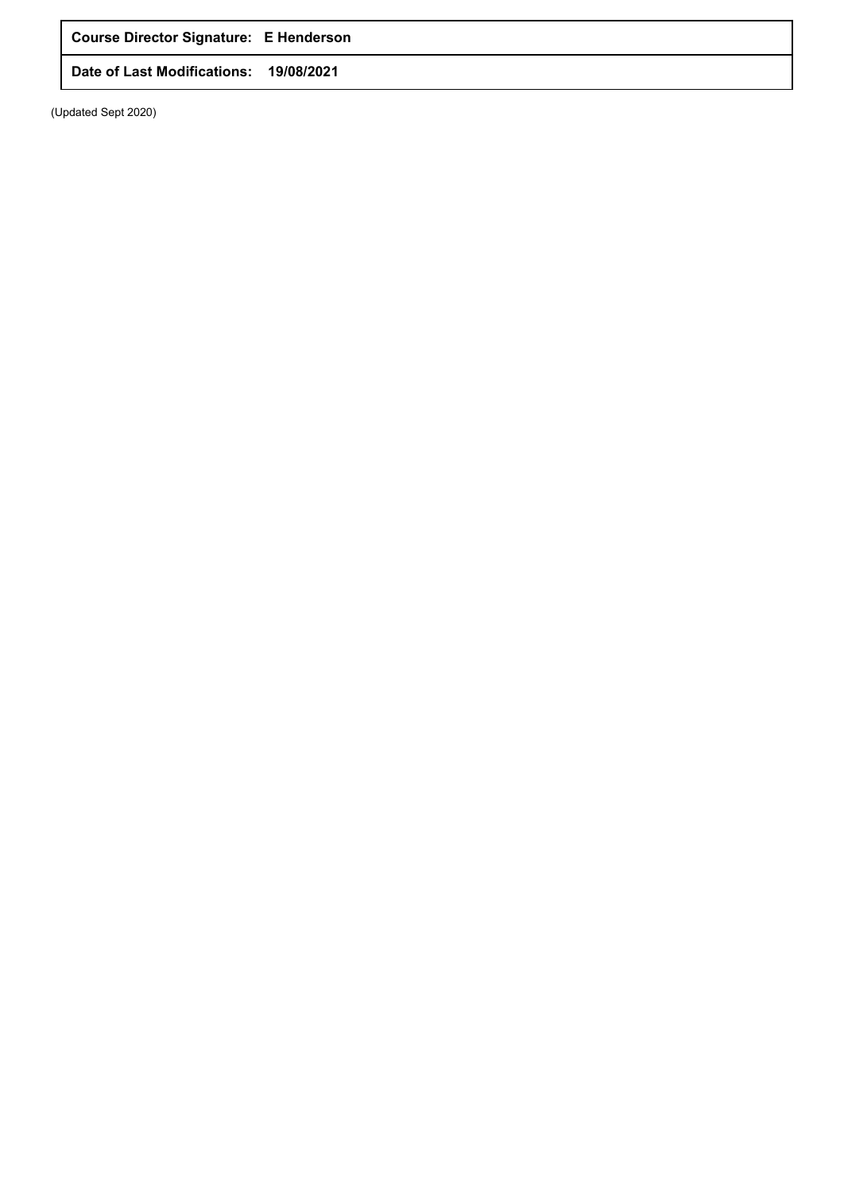| **Course Director Signature:** | **E Henderson** |
| --- | --- |
| **Date of Last Modifications:** | **19/08/2021** |

(Updated Sept 2020)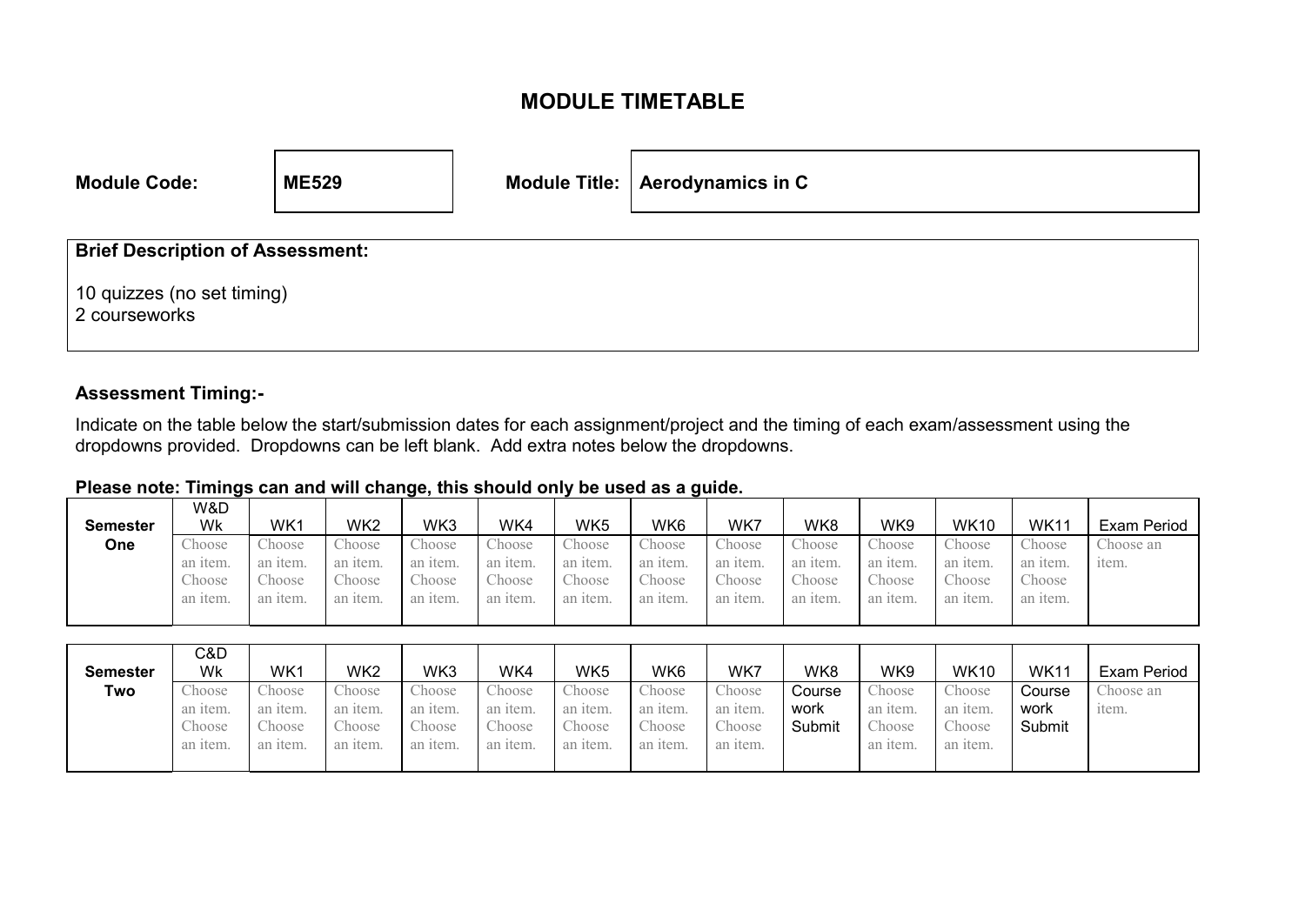# MODULE TIMETABLE

| | | | |
|---|---|---|---|
| **Module Code:** | **ME529** | **Module Title:** | **Aerodynamics in C** |

**Brief Description of Assessment:**

10 quizzes (no set timing)
2 courseworks

**Assessment Timing:-**

Indicate on the table below the start/submission dates for each assignment/project and the timing of each exam/assessment using the dropdowns provided. Dropdowns can be left blank. Add extra notes below the dropdowns.

**Please note: Timings can and will change, this should only be used as a guide.**

| Semester | W&D Wk | WK1 | WK2 | WK3 | WK4 | WK5 | WK6 | WK7 | WK8 | WK9 | WK10 | WK11 | Exam Period |
|---|---|---|---|---|---|---|---|---|---|---|---|---|---|
| **One** | Choose an item. Choose an item. | Choose an item. Choose an item. | Choose an item. Choose an item. | Choose an item. Choose an item. | Choose an item. Choose an item. | Choose an item. Choose an item. | Choose an item. Choose an item. | Choose an item. Choose an item. | Choose an item. Choose an item. | Choose an item. Choose an item. | Choose an item. Choose an item. | Choose an item. Choose an item. | Choose an item. |

| Semester | C&D Wk | WK1 | WK2 | WK3 | WK4 | WK5 | WK6 | WK7 | WK8 | WK9 | WK10 | WK11 | Exam Period |
|---|---|---|---|---|---|---|---|---|---|---|---|---|---|
| **Two** | Choose an item. Choose an item. | Choose an item. Choose an item. | Choose an item. Choose an item. | Choose an item. Choose an item. | Choose an item. Choose an item. | Choose an item. Choose an item. | Choose an item. Choose an item. | Choose an item. Choose an item. | Course work Submit | Choose an item. Choose an item. | Choose an item. Choose an item. | Course work Submit | Choose an item. |